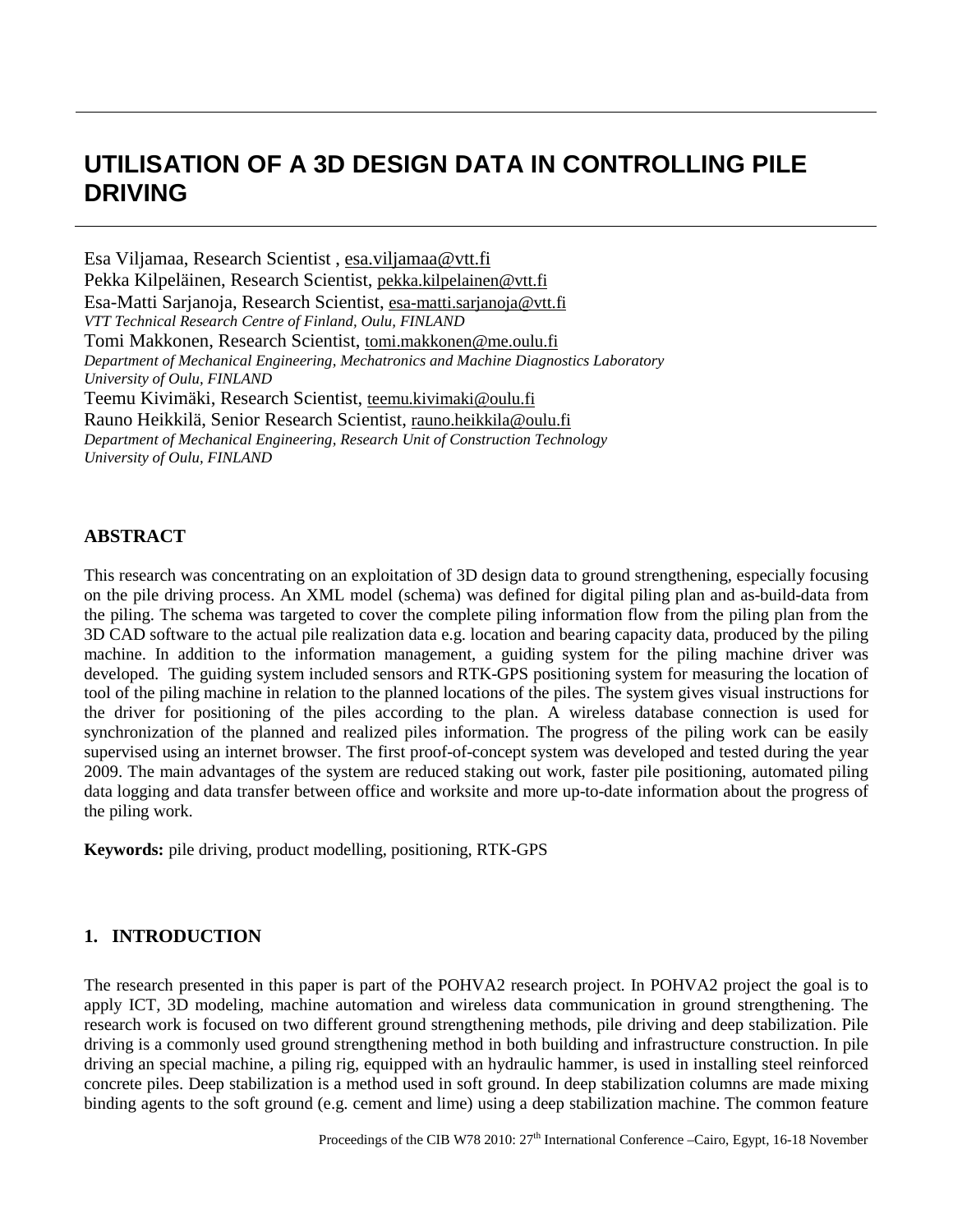# UTILISATION OF A 3D DESIGN DATA IN CONTROLLING PILE DRIVING

Esa Viljamaa, Research Scientist , esa.viljamaa@vtt.fi
Pekka Kilpeläinen, Research Scientist, pekka.kilpelainen@vtt.fi
Esa-Matti Sarjanoja, Research Scientist, esa-matti.sarjanoja@vtt.fi
*VTT Technical Research Centre of Finland, Oulu, FINLAND*
Tomi Makkonen, Research Scientist, tomi.makkonen@me.oulu.fi
*Department of Mechanical Engineering, Mechatronics and Machine Diagnostics Laboratory*
*University of Oulu, FINLAND*
Teemu Kivimäki, Research Scientist, teemu.kivimaki@oulu.fi
Rauno Heikkilä, Senior Research Scientist, rauno.heikkila@oulu.fi
*Department of Mechanical Engineering, Research Unit of Construction Technology*
*University of Oulu, FINLAND*

## ABSTRACT

This research was concentrating on an exploitation of 3D design data to ground strengthening, especially focusing on the pile driving process. An XML model (schema) was defined for digital piling plan and as-build-data from the piling. The schema was targeted to cover the complete piling information flow from the piling plan from the 3D CAD software to the actual pile realization data e.g. location and bearing capacity data, produced by the piling machine. In addition to the information management, a guiding system for the piling machine driver was developed. The guiding system included sensors and RTK-GPS positioning system for measuring the location of tool of the piling machine in relation to the planned locations of the piles. The system gives visual instructions for the driver for positioning of the piles according to the plan. A wireless database connection is used for synchronization of the planned and realized piles information. The progress of the piling work can be easily supervised using an internet browser. The first proof-of-concept system was developed and tested during the year 2009. The main advantages of the system are reduced staking out work, faster pile positioning, automated piling data logging and data transfer between office and worksite and more up-to-date information about the progress of the piling work.

**Keywords:** pile driving, product modelling, positioning, RTK-GPS

## 1. INTRODUCTION

The research presented in this paper is part of the POHVA2 research project. In POHVA2 project the goal is to apply ICT, 3D modeling, machine automation and wireless data communication in ground strengthening. The research work is focused on two different ground strengthening methods, pile driving and deep stabilization. Pile driving is a commonly used ground strengthening method in both building and infrastructure construction. In pile driving an special machine, a piling rig, equipped with an hydraulic hammer, is used in installing steel reinforced concrete piles. Deep stabilization is a method used in soft ground. In deep stabilization columns are made mixing binding agents to the soft ground (e.g. cement and lime) using a deep stabilization machine. The common feature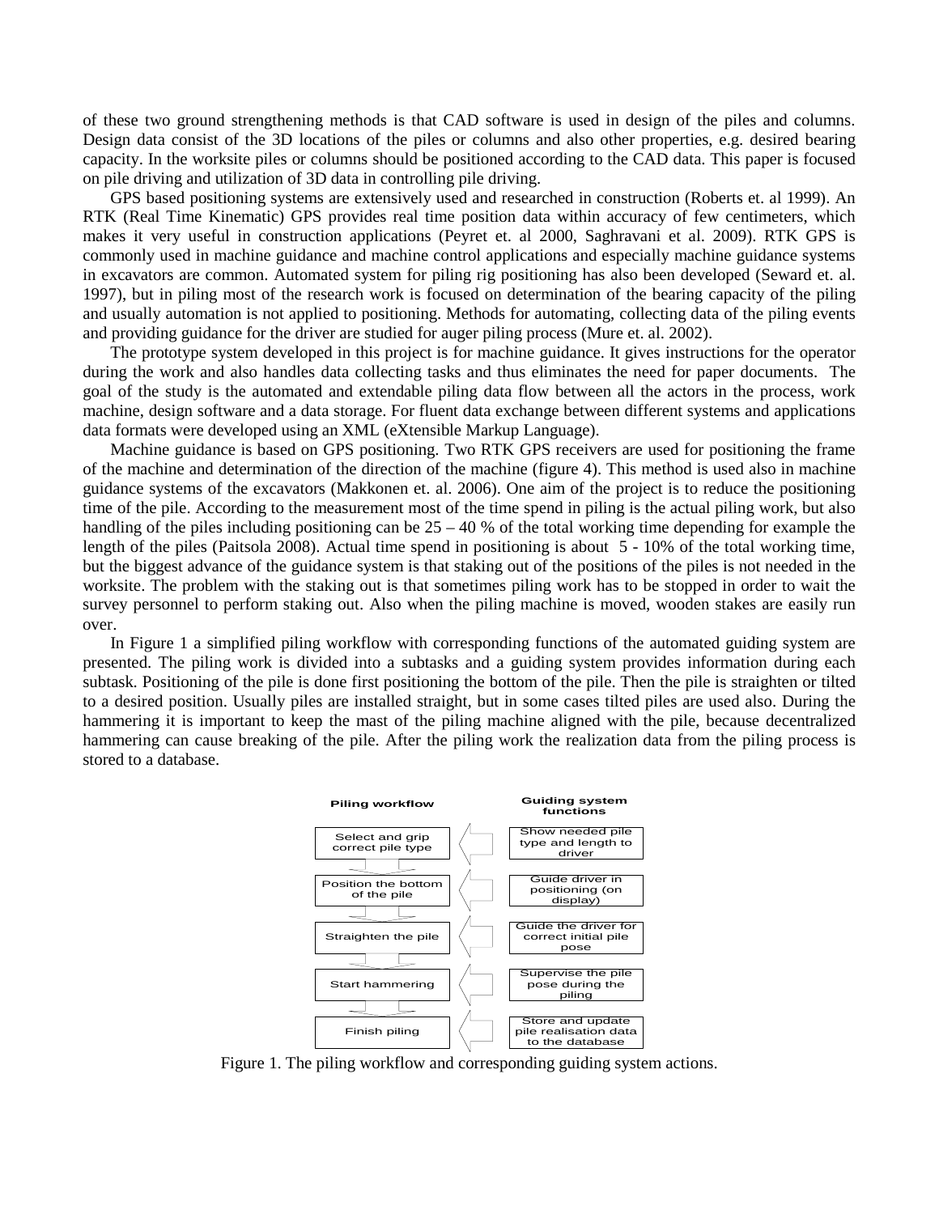of these two ground strengthening methods is that CAD software is used in design of the piles and columns. Design data consist of the 3D locations of the piles or columns and also other properties, e.g. desired bearing capacity. In the worksite piles or columns should be positioned according to the CAD data. This paper is focused on pile driving and utilization of 3D data in controlling pile driving.

GPS based positioning systems are extensively used and researched in construction (Roberts et. al 1999). An RTK (Real Time Kinematic) GPS provides real time position data within accuracy of few centimeters, which makes it very useful in construction applications (Peyret et. al 2000, Saghravani et al. 2009). RTK GPS is commonly used in machine guidance and machine control applications and especially machine guidance systems in excavators are common. Automated system for piling rig positioning has also been developed (Seward et. al. 1997), but in piling most of the research work is focused on determination of the bearing capacity of the piling and usually automation is not applied to positioning. Methods for automating, collecting data of the piling events and providing guidance for the driver are studied for auger piling process (Mure et. al. 2002).

The prototype system developed in this project is for machine guidance. It gives instructions for the operator during the work and also handles data collecting tasks and thus eliminates the need for paper documents. The goal of the study is the automated and extendable piling data flow between all the actors in the process, work machine, design software and a data storage. For fluent data exchange between different systems and applications data formats were developed using an XML (eXtensible Markup Language).

Machine guidance is based on GPS positioning. Two RTK GPS receivers are used for positioning the frame of the machine and determination of the direction of the machine (figure 4). This method is used also in machine guidance systems of the excavators (Makkonen et. al. 2006). One aim of the project is to reduce the positioning time of the pile. According to the measurement most of the time spend in piling is the actual piling work, but also handling of the piles including positioning can be 25 – 40 % of the total working time depending for example the length of the piles (Paitsola 2008). Actual time spend in positioning is about 5 - 10% of the total working time, but the biggest advance of the guidance system is that staking out of the positions of the piles is not needed in the worksite. The problem with the staking out is that sometimes piling work has to be stopped in order to wait the survey personnel to perform staking out. Also when the piling machine is moved, wooden stakes are easily run over.

In Figure 1 a simplified piling workflow with corresponding functions of the automated guiding system are presented. The piling work is divided into a subtasks and a guiding system provides information during each subtask. Positioning of the pile is done first positioning the bottom of the pile. Then the pile is straighten or tilted to a desired position. Usually piles are installed straight, but in some cases tilted piles are used also. During the hammering it is important to keep the mast of the piling machine aligned with the pile, because decentralized hammering can cause breaking of the pile. After the piling work the realization data from the piling process is stored to a database.

| Piling workflow | Guiding system functions |
| --- | --- |
| Select and grip correct pile type | Show needed pile type and length to driver |
| Position the bottom of the pile | Guide driver in positioning (on display) |
| Straighten the pile | Guide the driver for correct initial pile pose |
| Start hammering | Supervise the pile pose during the piling |
| Finish piling | Store and update pile realisation data to the database |

Figure 1. The piling workflow and corresponding guiding system actions.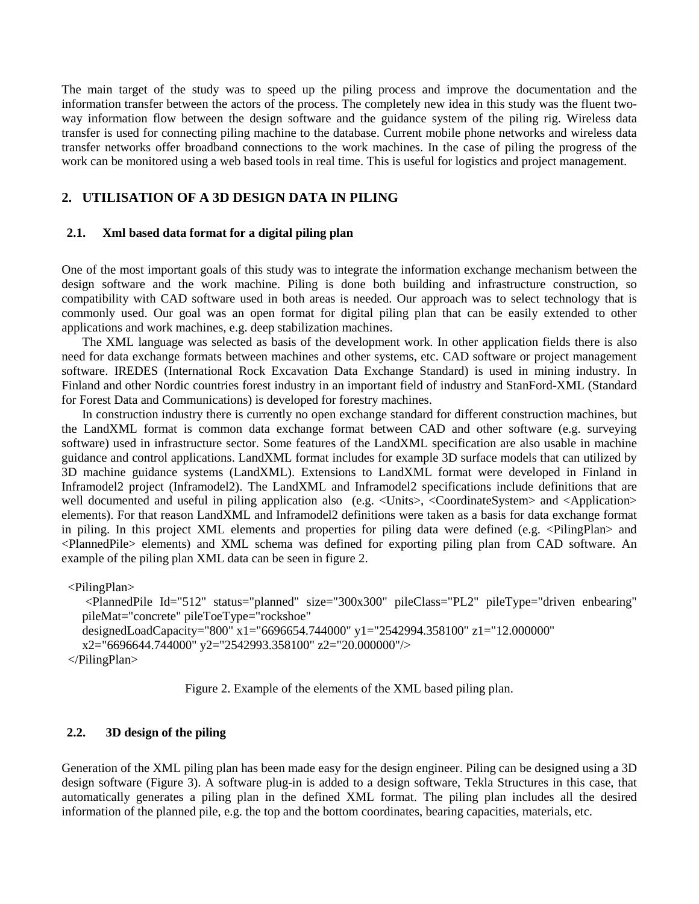The main target of the study was to speed up the piling process and improve the documentation and the information transfer between the actors of the process. The completely new idea in this study was the fluent two-way information flow between the design software and the guidance system of the piling rig. Wireless data transfer is used for connecting piling machine to the database. Current mobile phone networks and wireless data transfer networks offer broadband connections to the work machines. In the case of piling the progress of the work can be monitored using a web based tools in real time. This is useful for logistics and project management.

## 2. UTILISATION OF A 3D DESIGN DATA IN PILING

### 2.1. Xml based data format for a digital piling plan

One of the most important goals of this study was to integrate the information exchange mechanism between the design software and the work machine. Piling is done both building and infrastructure construction, so compatibility with CAD software used in both areas is needed. Our approach was to select technology that is commonly used. Our goal was an open format for digital piling plan that can be easily extended to other applications and work machines, e.g. deep stabilization machines.

The XML language was selected as basis of the development work. In other application fields there is also need for data exchange formats between machines and other systems, etc. CAD software or project management software. IREDES (International Rock Excavation Data Exchange Standard) is used in mining industry. In Finland and other Nordic countries forest industry in an important field of industry and StanFord-XML (Standard for Forest Data and Communications) is developed for forestry machines.

In construction industry there is currently no open exchange standard for different construction machines, but the LandXML format is common data exchange format between CAD and other software (e.g. surveying software) used in infrastructure sector. Some features of the LandXML specification are also usable in machine guidance and control applications. LandXML format includes for example 3D surface models that can utilized by 3D machine guidance systems (LandXML). Extensions to LandXML format were developed in Finland in Inframodel2 project (Inframodel2). The LandXML and Inframodel2 specifications include definitions that are well documented and useful in piling application also (e.g. <Units>, <CoordinateSystem> and <Application> elements). For that reason LandXML and Inframodel2 definitions were taken as a basis for data exchange format in piling. In this project XML elements and properties for piling data were defined (e.g. <PilingPlan> and <PlannedPile> elements) and XML schema was defined for exporting piling plan from CAD software. An example of the piling plan XML data can be seen in figure 2.

```
<PilingPlan>
    <PlannedPile Id="512" status="planned" size="300x300" pileClass="PL2" pileType="driven enbearing"
    pileMat="concrete" pileToeType="rockshoe"
    designedLoadCapacity="800" x1="6696654.744000" y1="2542994.358100" z1="12.000000"
    x2="6696644.744000" y2="2542993.358100" z2="20.000000"/>
</PilingPlan>
```

Figure 2. Example of the elements of the XML based piling plan.

### 2.2. 3D design of the piling

Generation of the XML piling plan has been made easy for the design engineer. Piling can be designed using a 3D design software (Figure 3). A software plug-in is added to a design software, Tekla Structures in this case, that automatically generates a piling plan in the defined XML format. The piling plan includes all the desired information of the planned pile, e.g. the top and the bottom coordinates, bearing capacities, materials, etc.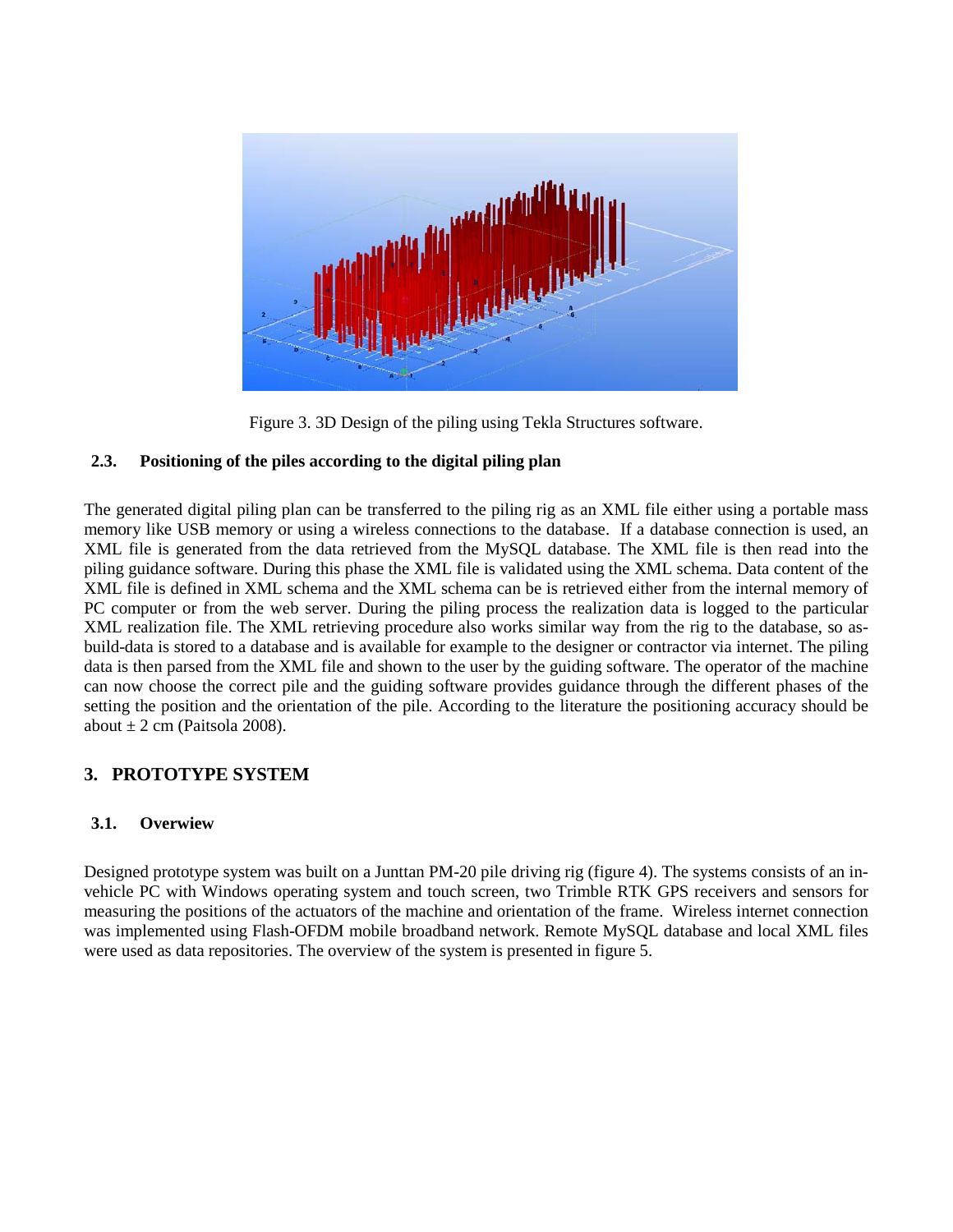Figure 3. 3D Design of the piling using Tekla Structures software.

### 2.3. Positioning of the piles according to the digital piling plan

The generated digital piling plan can be transferred to the piling rig as an XML file either using a portable mass memory like USB memory or using a wireless connections to the database. If a database connection is used, an XML file is generated from the data retrieved from the MySQL database. The XML file is then read into the piling guidance software. During this phase the XML file is validated using the XML schema. Data content of the XML file is defined in XML schema and the XML schema can be is retrieved either from the internal memory of PC computer or from the web server. During the piling process the realization data is logged to the particular XML realization file. The XML retrieving procedure also works similar way from the rig to the database, so as-build-data is stored to a database and is available for example to the designer or contractor via internet. The piling data is then parsed from the XML file and shown to the user by the guiding software. The operator of the machine can now choose the correct pile and the guiding software provides guidance through the different phases of the setting the position and the orientation of the pile. According to the literature the positioning accuracy should be about ± 2 cm (Paitsola 2008).

## 3. PROTOTYPE SYSTEM

### 3.1. Overview

Designed prototype system was built on a Junttan PM-20 pile driving rig (figure 4). The systems consists of an in-vehicle PC with Windows operating system and touch screen, two Trimble RTK GPS receivers and sensors for measuring the positions of the actuators of the machine and orientation of the frame. Wireless internet connection was implemented using Flash-OFDM mobile broadband network. Remote MySQL database and local XML files were used as data repositories. The overview of the system is presented in figure 5.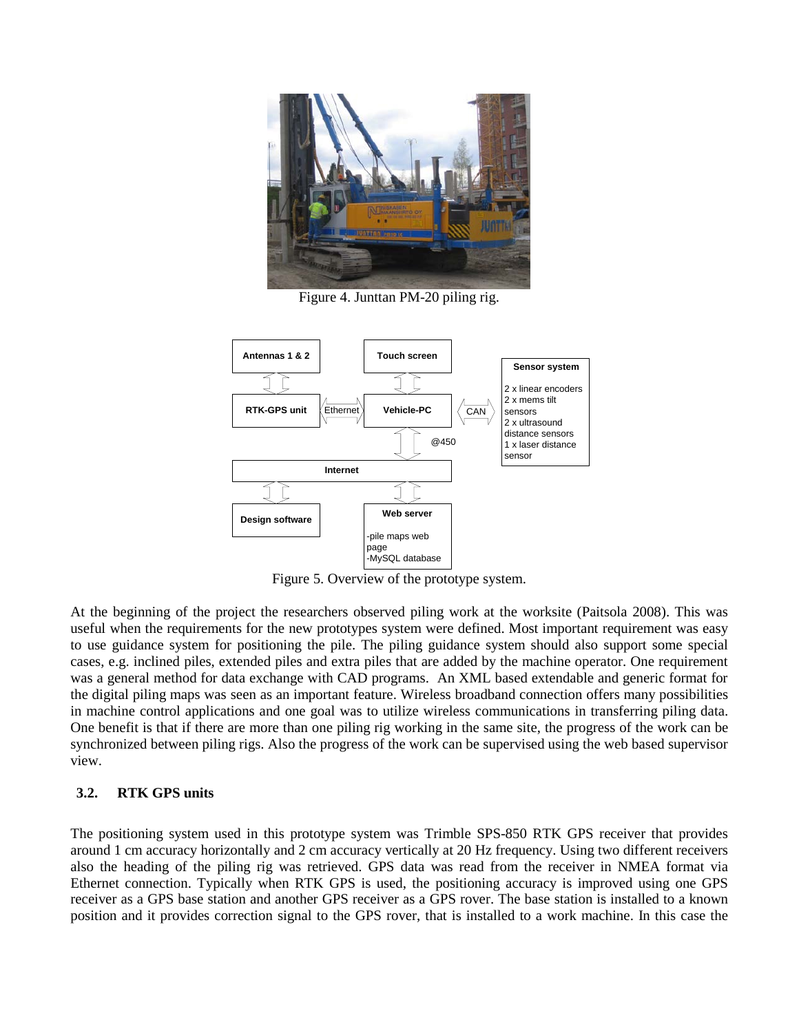Figure 4. Junttan PM-20 piling rig.

Figure 5. Overview of the prototype system.

At the beginning of the project the researchers observed piling work at the worksite (Paitsola 2008). This was useful when the requirements for the new prototypes system were defined. Most important requirement was easy to use guidance system for positioning the pile. The piling guidance system should also support some special cases, e.g. inclined piles, extended piles and extra piles that are added by the machine operator. One requirement was a general method for data exchange with CAD programs. An XML based extendable and generic format for the digital piling maps was seen as an important feature. Wireless broadband connection offers many possibilities in machine control applications and one goal was to utilize wireless communications in transferring piling data. One benefit is that if there are more than one piling rig working in the same site, the progress of the work can be synchronized between piling rigs. Also the progress of the work can be supervised using the web based supervisor view.

### 3.2. RTK GPS units

The positioning system used in this prototype system was Trimble SPS-850 RTK GPS receiver that provides around 1 cm accuracy horizontally and 2 cm accuracy vertically at 20 Hz frequency. Using two different receivers also the heading of the piling rig was retrieved. GPS data was read from the receiver in NMEA format via Ethernet connection. Typically when RTK GPS is used, the positioning accuracy is improved using one GPS receiver as a GPS base station and another GPS receiver as a GPS rover. The base station is installed to a known position and it provides correction signal to the GPS rover, that is installed to a work machine. In this case the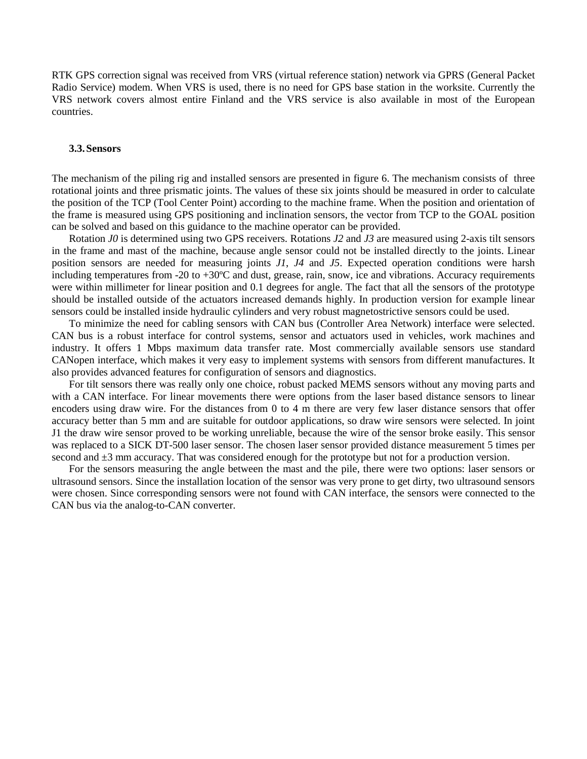RTK GPS correction signal was received from VRS (virtual reference station) network via GPRS (General Packet Radio Service) modem. When VRS is used, there is no need for GPS base station in the worksite. Currently the VRS network covers almost entire Finland and the VRS service is also available in most of the European countries.

### 3.3. Sensors

The mechanism of the piling rig and installed sensors are presented in figure 6. The mechanism consists of three rotational joints and three prismatic joints. The values of these six joints should be measured in order to calculate the position of the TCP (Tool Center Point) according to the machine frame. When the position and orientation of the frame is measured using GPS positioning and inclination sensors, the vector from TCP to the GOAL position can be solved and based on this guidance to the machine operator can be provided.

Rotation *J0* is determined using two GPS receivers. Rotations *J2* and *J3* are measured using 2-axis tilt sensors in the frame and mast of the machine, because angle sensor could not be installed directly to the joints. Linear position sensors are needed for measuring joints *J1*, *J4* and *J5*. Expected operation conditions were harsh including temperatures from -20 to +30ºC and dust, grease, rain, snow, ice and vibrations. Accuracy requirements were within millimeter for linear position and 0.1 degrees for angle. The fact that all the sensors of the prototype should be installed outside of the actuators increased demands highly. In production version for example linear sensors could be installed inside hydraulic cylinders and very robust magnetostrictive sensors could be used.

To minimize the need for cabling sensors with CAN bus (Controller Area Network) interface were selected. CAN bus is a robust interface for control systems, sensor and actuators used in vehicles, work machines and industry. It offers 1 Mbps maximum data transfer rate. Most commercially available sensors use standard CANopen interface, which makes it very easy to implement systems with sensors from different manufactures. It also provides advanced features for configuration of sensors and diagnostics.

For tilt sensors there was really only one choice, robust packed MEMS sensors without any moving parts and with a CAN interface. For linear movements there were options from the laser based distance sensors to linear encoders using draw wire. For the distances from 0 to 4 m there are very few laser distance sensors that offer accuracy better than 5 mm and are suitable for outdoor applications, so draw wire sensors were selected. In joint J1 the draw wire sensor proved to be working unreliable, because the wire of the sensor broke easily. This sensor was replaced to a SICK DT-500 laser sensor. The chosen laser sensor provided distance measurement 5 times per second and ±3 mm accuracy. That was considered enough for the prototype but not for a production version.

For the sensors measuring the angle between the mast and the pile, there were two options: laser sensors or ultrasound sensors. Since the installation location of the sensor was very prone to get dirty, two ultrasound sensors were chosen. Since corresponding sensors were not found with CAN interface, the sensors were connected to the CAN bus via the analog-to-CAN converter.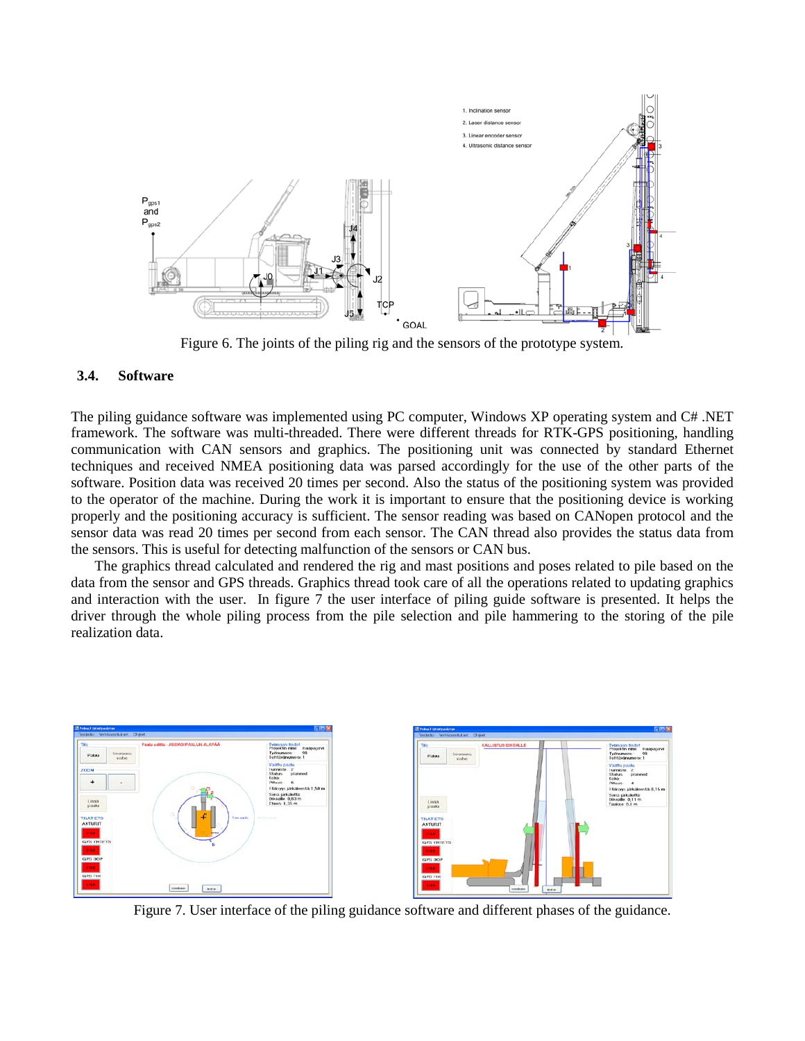Figure 6. The joints of the piling rig and the sensors of the prototype system.

### 3.4. Software

The piling guidance software was implemented using PC computer, Windows XP operating system and C# .NET framework. The software was multi-threaded. There were different threads for RTK-GPS positioning, handling communication with CAN sensors and graphics. The positioning unit was connected by standard Ethernet techniques and received NMEA positioning data was parsed accordingly for the use of the other parts of the software. Position data was received 20 times per second. Also the status of the positioning system was provided to the operator of the machine. During the work it is important to ensure that the positioning device is working properly and the positioning accuracy is sufficient. The sensor reading was based on CANopen protocol and the sensor data was read 20 times per second from each sensor. The CAN thread also provides the status data from the sensors. This is useful for detecting malfunction of the sensors or CAN bus.

The graphics thread calculated and rendered the rig and mast positions and poses related to pile based on the data from the sensor and GPS threads. Graphics thread took care of all the operations related to updating graphics and interaction with the user. In figure 7 the user interface of piling guide software is presented. It helps the driver through the whole piling process from the pile selection and pile hammering to the storing of the pile realization data.

Figure 7. User interface of the piling guidance software and different phases of the guidance.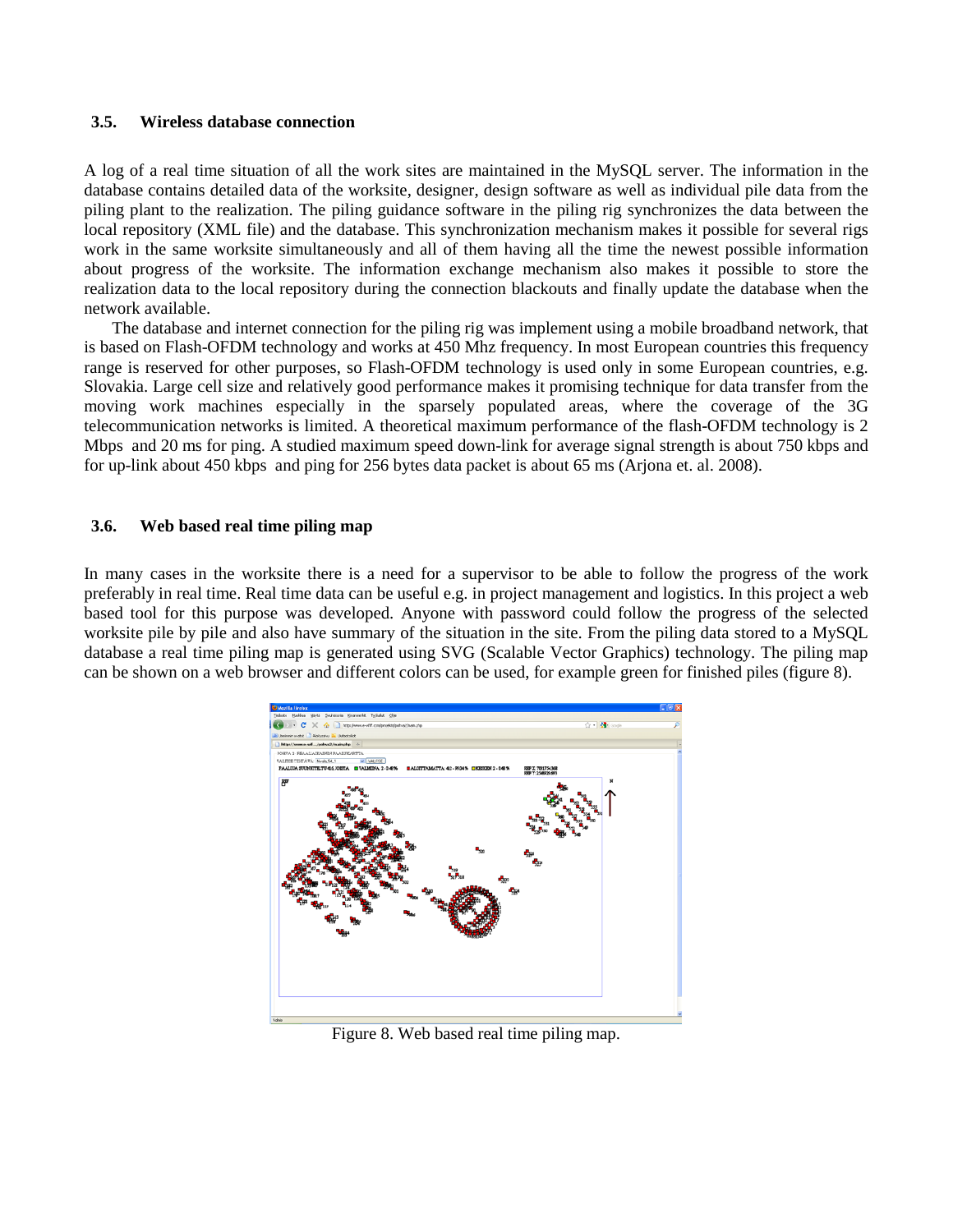### 3.5. Wireless database connection

A log of a real time situation of all the work sites are maintained in the MySQL server. The information in the database contains detailed data of the worksite, designer, design software as well as individual pile data from the piling plant to the realization. The piling guidance software in the piling rig synchronizes the data between the local repository (XML file) and the database. This synchronization mechanism makes it possible for several rigs work in the same worksite simultaneously and all of them having all the time the newest possible information about progress of the worksite. The information exchange mechanism also makes it possible to store the realization data to the local repository during the connection blackouts and finally update the database when the network available.

The database and internet connection for the piling rig was implement using a mobile broadband network, that is based on Flash-OFDM technology and works at 450 Mhz frequency. In most European countries this frequency range is reserved for other purposes, so Flash-OFDM technology is used only in some European countries, e.g. Slovakia. Large cell size and relatively good performance makes it promising technique for data transfer from the moving work machines especially in the sparsely populated areas, where the coverage of the 3G telecommunication networks is limited. A theoretical maximum performance of the flash-OFDM technology is 2 Mbps and 20 ms for ping. A studied maximum speed down-link for average signal strength is about 750 kbps and for up-link about 450 kbps and ping for 256 bytes data packet is about 65 ms (Arjona et. al. 2008).

### 3.6. Web based real time piling map

In many cases in the worksite there is a need for a supervisor to be able to follow the progress of the work preferably in real time. Real time data can be useful e.g. in project management and logistics. In this project a web based tool for this purpose was developed. Anyone with password could follow the progress of the selected worksite pile by pile and also have summary of the situation in the site. From the piling data stored to a MySQL database a real time piling map is generated using SVG (Scalable Vector Graphics) technology. The piling map can be shown on a web browser and different colors can be used, for example green for finished piles (figure 8).

Figure 8. Web based real time piling map.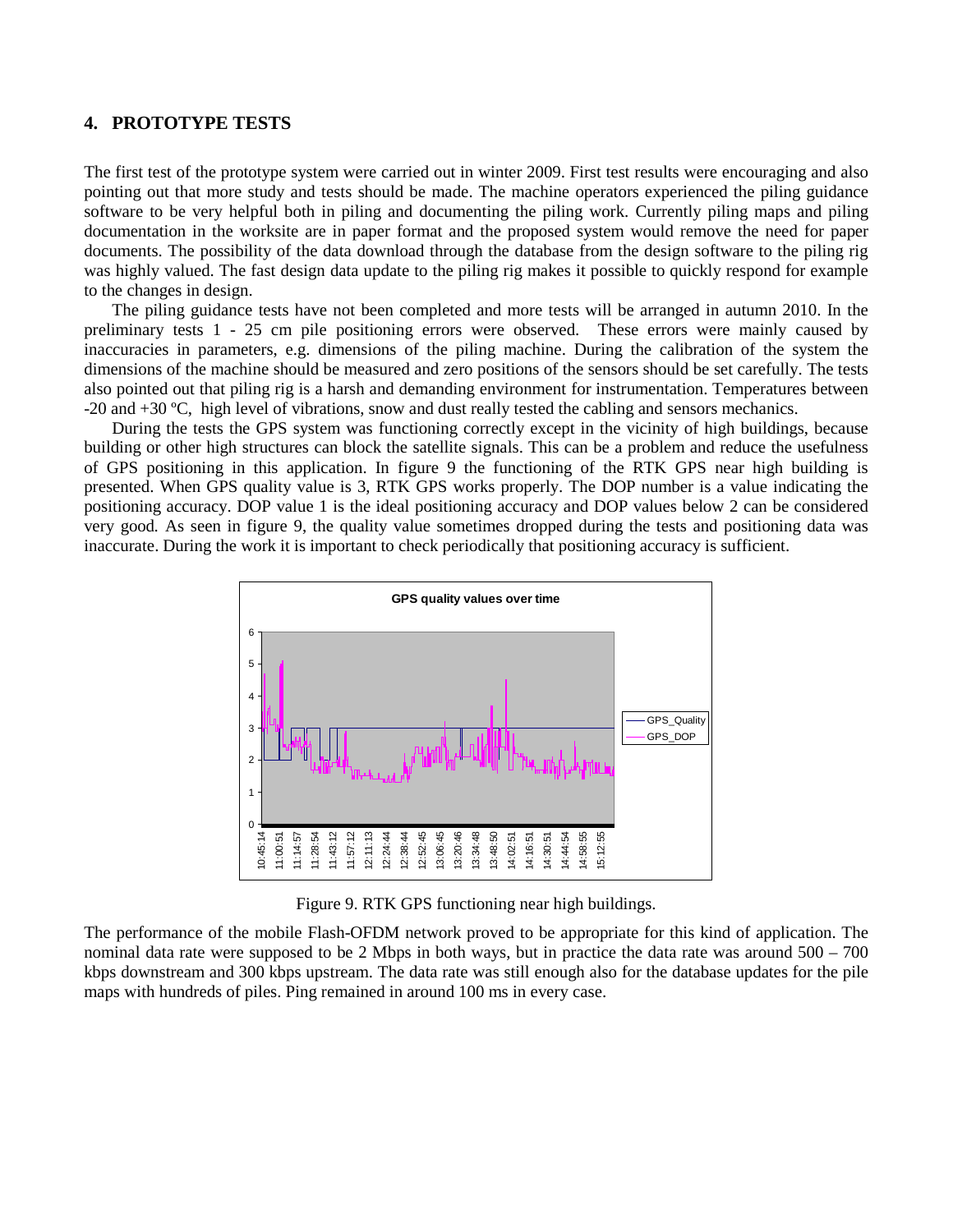## 4. PROTOTYPE TESTS

The first test of the prototype system were carried out in winter 2009. First test results were encouraging and also pointing out that more study and tests should be made. The machine operators experienced the piling guidance software to be very helpful both in piling and documenting the piling work. Currently piling maps and piling documentation in the worksite are in paper format and the proposed system would remove the need for paper documents. The possibility of the data download through the database from the design software to the piling rig was highly valued. The fast design data update to the piling rig makes it possible to quickly respond for example to the changes in design.

The piling guidance tests have not been completed and more tests will be arranged in autumn 2010. In the preliminary tests 1 - 25 cm pile positioning errors were observed. These errors were mainly caused by inaccuracies in parameters, e.g. dimensions of the piling machine. During the calibration of the system the dimensions of the machine should be measured and zero positions of the sensors should be set carefully. The tests also pointed out that piling rig is a harsh and demanding environment for instrumentation. Temperatures between -20 and +30 ºC, high level of vibrations, snow and dust really tested the cabling and sensors mechanics.

During the tests the GPS system was functioning correctly except in the vicinity of high buildings, because building or other high structures can block the satellite signals. This can be a problem and reduce the usefulness of GPS positioning in this application. In figure 9 the functioning of the RTK GPS near high building is presented. When GPS quality value is 3, RTK GPS works properly. The DOP number is a value indicating the positioning accuracy. DOP value 1 is the ideal positioning accuracy and DOP values below 2 can be considered very good. As seen in figure 9, the quality value sometimes dropped during the tests and positioning data was inaccurate. During the work it is important to check periodically that positioning accuracy is sufficient.

Figure 9. RTK GPS functioning near high buildings.

The performance of the mobile Flash-OFDM network proved to be appropriate for this kind of application. The nominal data rate were supposed to be 2 Mbps in both ways, but in practice the data rate was around 500 – 700 kbps downstream and 300 kbps upstream. The data rate was still enough also for the database updates for the pile maps with hundreds of piles. Ping remained in around 100 ms in every case.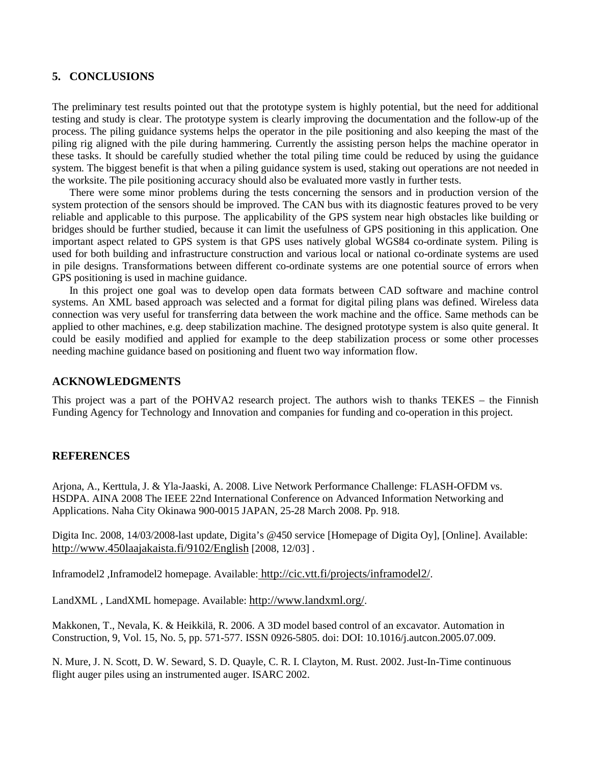## 5. CONCLUSIONS

The preliminary test results pointed out that the prototype system is highly potential, but the need for additional testing and study is clear. The prototype system is clearly improving the documentation and the follow-up of the process. The piling guidance systems helps the operator in the pile positioning and also keeping the mast of the piling rig aligned with the pile during hammering. Currently the assisting person helps the machine operator in these tasks. It should be carefully studied whether the total piling time could be reduced by using the guidance system. The biggest benefit is that when a piling guidance system is used, staking out operations are not needed in the worksite. The pile positioning accuracy should also be evaluated more vastly in further tests.

There were some minor problems during the tests concerning the sensors and in production version of the system protection of the sensors should be improved. The CAN bus with its diagnostic features proved to be very reliable and applicable to this purpose. The applicability of the GPS system near high obstacles like building or bridges should be further studied, because it can limit the usefulness of GPS positioning in this application. One important aspect related to GPS system is that GPS uses natively global WGS84 co-ordinate system. Piling is used for both building and infrastructure construction and various local or national co-ordinate systems are used in pile designs. Transformations between different co-ordinate systems are one potential source of errors when GPS positioning is used in machine guidance.

In this project one goal was to develop open data formats between CAD software and machine control systems. An XML based approach was selected and a format for digital piling plans was defined. Wireless data connection was very useful for transferring data between the work machine and the office. Same methods can be applied to other machines, e.g. deep stabilization machine. The designed prototype system is also quite general. It could be easily modified and applied for example to the deep stabilization process or some other processes needing machine guidance based on positioning and fluent two way information flow.

## ACKNOWLEDGMENTS

This project was a part of the POHVA2 research project. The authors wish to thanks TEKES – the Finnish Funding Agency for Technology and Innovation and companies for funding and co-operation in this project.

## REFERENCES

Arjona, A., Kerttula, J. & Yla-Jaaski, A. 2008. Live Network Performance Challenge: FLASH-OFDM vs. HSDPA. AINA 2008 The IEEE 22nd International Conference on Advanced Information Networking and Applications. Naha City Okinawa 900-0015 JAPAN, 25-28 March 2008. Pp. 918.

Digita Inc. 2008, 14/03/2008-last update, Digita's @450 service [Homepage of Digita Oy], [Online]. Available: http://www.450laajakaista.fi/9102/English [2008, 12/03] .

Inframodel2 ,Inframodel2 homepage. Available: http://cic.vtt.fi/projects/inframodel2/.

LandXML , LandXML homepage. Available: http://www.landxml.org/.

Makkonen, T., Nevala, K. & Heikkilä, R. 2006. A 3D model based control of an excavator. Automation in Construction, 9, Vol. 15, No. 5, pp. 571-577. ISSN 0926-5805. doi: DOI: 10.1016/j.autcon.2005.07.009.

N. Mure, J. N. Scott, D. W. Seward, S. D. Quayle, C. R. I. Clayton, M. Rust. 2002. Just-In-Time continuous flight auger piles using an instrumented auger. ISARC 2002.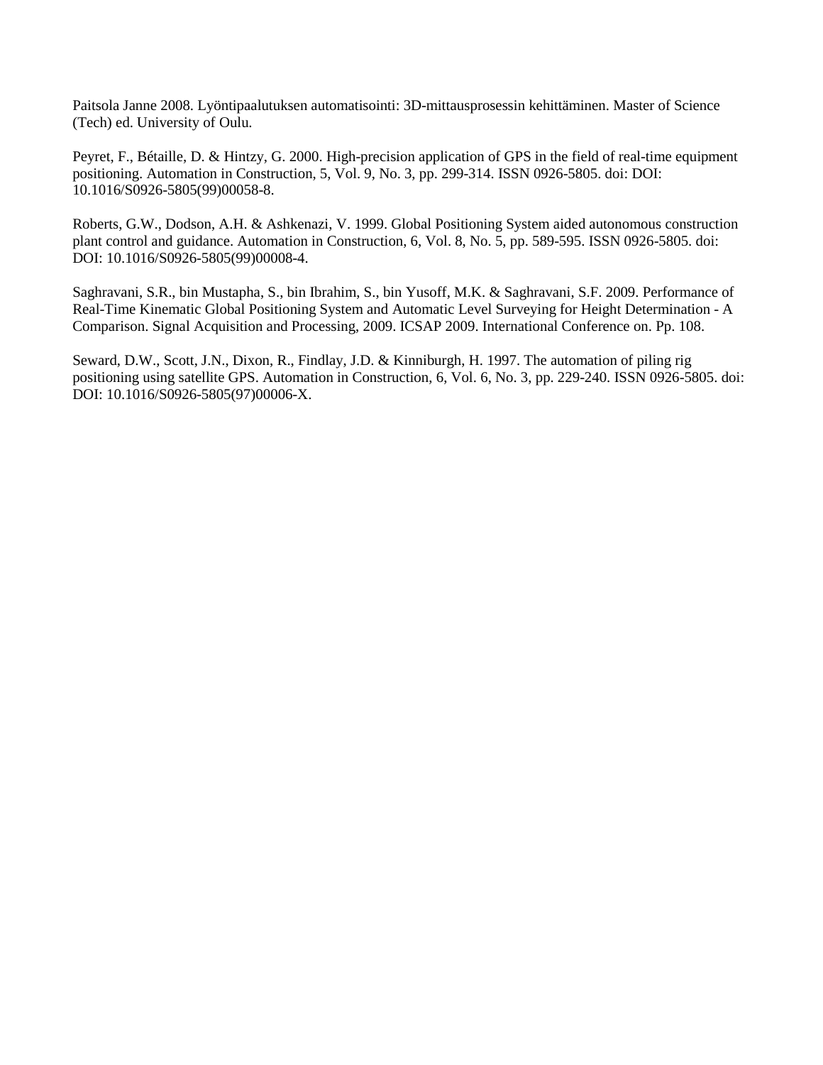Paitsola Janne 2008. Lyöntipaalutuksen automatisointi: 3D-mittausprosessin kehittäminen. Master of Science (Tech) ed. University of Oulu.

Peyret, F., Bétaille, D. & Hintzy, G. 2000. High-precision application of GPS in the field of real-time equipment positioning. Automation in Construction, 5, Vol. 9, No. 3, pp. 299-314. ISSN 0926-5805. doi: DOI: 10.1016/S0926-5805(99)00058-8.

Roberts, G.W., Dodson, A.H. & Ashkenazi, V. 1999. Global Positioning System aided autonomous construction plant control and guidance. Automation in Construction, 6, Vol. 8, No. 5, pp. 589-595. ISSN 0926-5805. doi: DOI: 10.1016/S0926-5805(99)00008-4.

Saghravani, S.R., bin Mustapha, S., bin Ibrahim, S., bin Yusoff, M.K. & Saghravani, S.F. 2009. Performance of Real-Time Kinematic Global Positioning System and Automatic Level Surveying for Height Determination - A Comparison. Signal Acquisition and Processing, 2009. ICSAP 2009. International Conference on. Pp. 108.

Seward, D.W., Scott, J.N., Dixon, R., Findlay, J.D. & Kinniburgh, H. 1997. The automation of piling rig positioning using satellite GPS. Automation in Construction, 6, Vol. 6, No. 3, pp. 229-240. ISSN 0926-5805. doi: DOI: 10.1016/S0926-5805(97)00006-X.